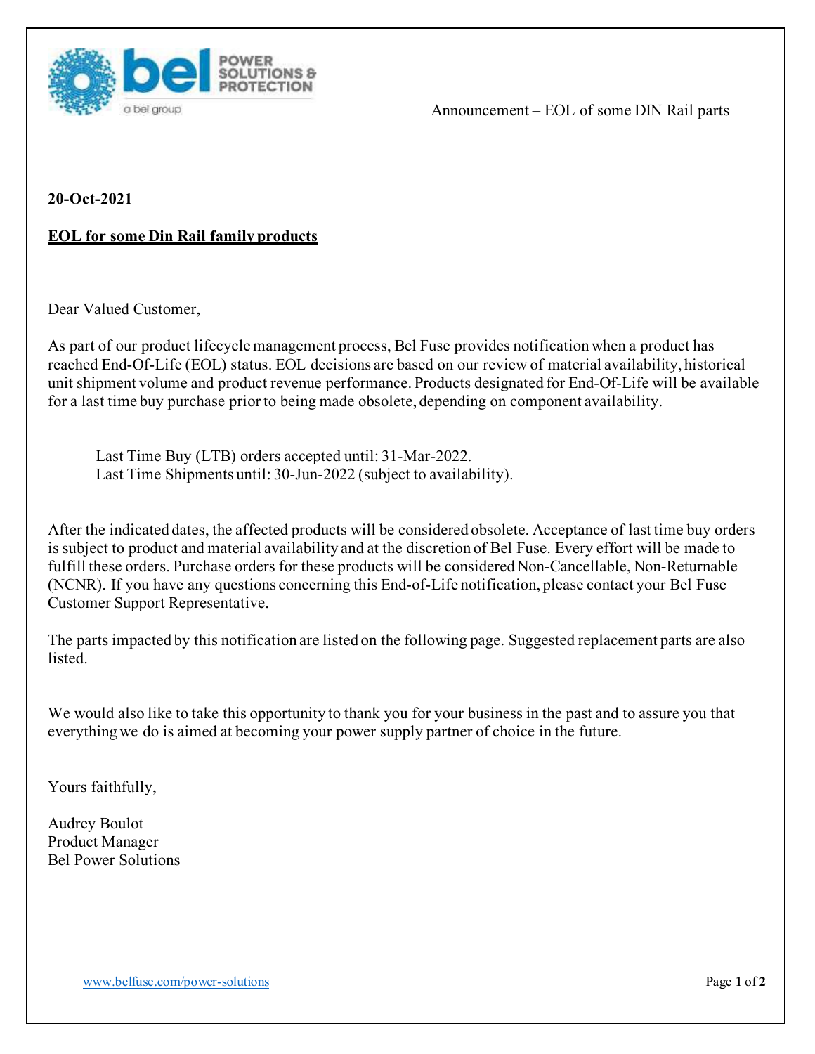Announcement – EOL of some DIN Rail parts

**20-Oct-2021**

**EOL for some Din Rail family products**

Dear Valued Customer,

As part of our product lifecycle management process, Bel Fuse provides notification when a product has reached End-Of-Life (EOL) status. EOL decisions are based on our review of material availability, historical unit shipment volume and product revenue performance. Products designated for End-Of-Life will be available for a last time buy purchase prior to being made obsolete, depending on component availability.

> Last Time Buy (LTB) orders accepted until: 31-Mar-2022.
> Last Time Shipments until: 30-Jun-2022 (subject to availability).

After the indicated dates, the affected products will be considered obsolete. Acceptance of last time buy orders is subject to product and material availability and at the discretion of Bel Fuse. Every effort will be made to fulfill these orders. Purchase orders for these products will be considered Non-Cancellable, Non-Returnable (NCNR). If you have any questions concerning this End-of-Life notification, please contact your Bel Fuse Customer Support Representative.

The parts impacted by this notification are listed on the following page. Suggested replacement parts are also listed.

We would also like to take this opportunity to thank you for your business in the past and to assure you that everything we do is aimed at becoming your power supply partner of choice in the future.

Yours faithfully,

Audrey Boulot
Product Manager
Bel Power Solutions

www.belfuse.com/power-solutions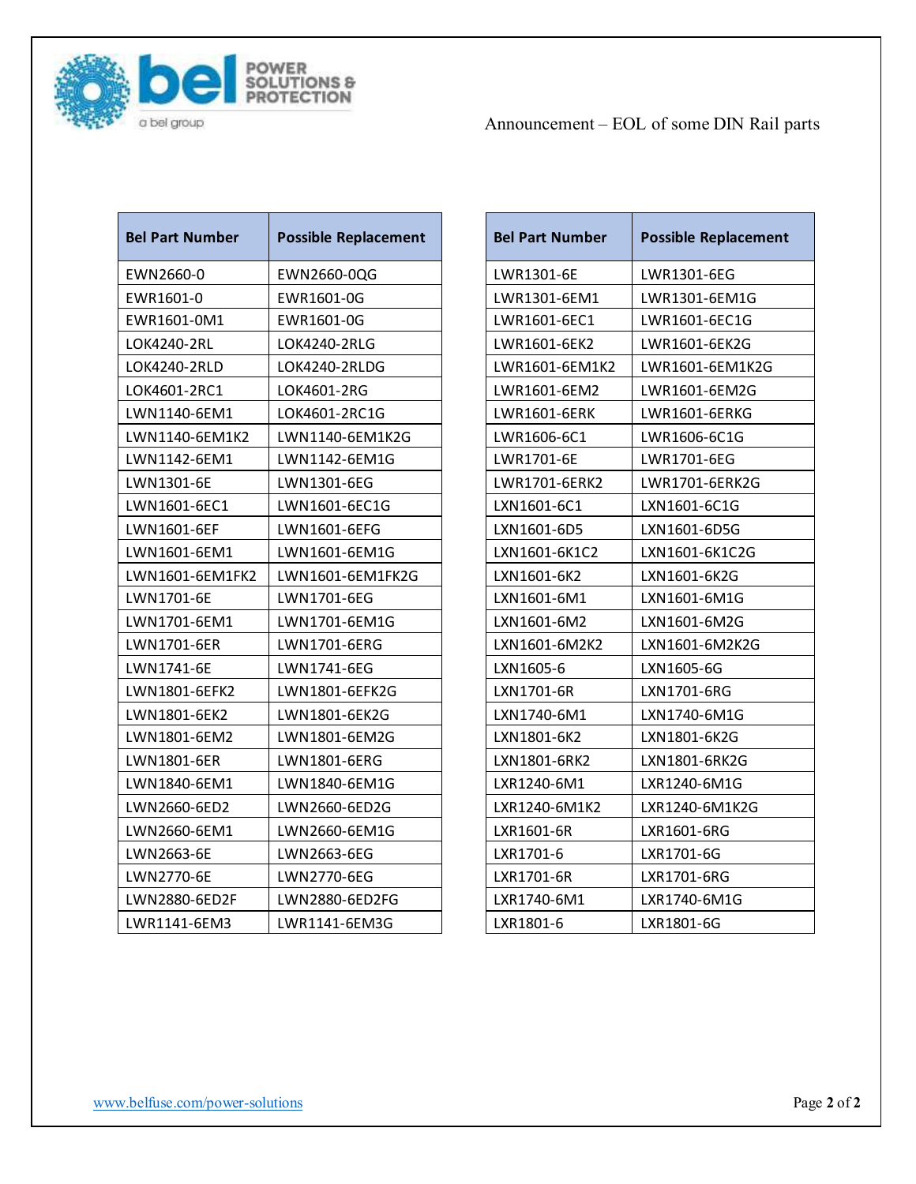Announcement – EOL of some DIN Rail parts

| Bel Part Number | Possible Replacement |
| --- | --- |
| EWN2660-0 | EWN2660-0QG |
| EWR1601-0 | EWR1601-0G |
| EWR1601-0M1 | EWR1601-0G |
| LOK4240-2RL | LOK4240-2RLG |
| LOK4240-2RLD | LOK4240-2RLDG |
| LOK4601-2RC1 | LOK4601-2RG |
| LWN1140-6EM1 | LOK4601-2RC1G |
| LWN1140-6EM1K2 | LWN1140-6EM1K2G |
| LWN1142-6EM1 | LWN1142-6EM1G |
| LWN1301-6E | LWN1301-6EG |
| LWN1601-6EC1 | LWN1601-6EC1G |
| LWN1601-6EF | LWN1601-6EFG |
| LWN1601-6EM1 | LWN1601-6EM1G |
| LWN1601-6EM1FK2 | LWN1601-6EM1FK2G |
| LWN1701-6E | LWN1701-6EG |
| LWN1701-6EM1 | LWN1701-6EM1G |
| LWN1701-6ER | LWN1701-6ERG |
| LWN1741-6E | LWN1741-6EG |
| LWN1801-6EFK2 | LWN1801-6EFK2G |
| LWN1801-6EK2 | LWN1801-6EK2G |
| LWN1801-6EM2 | LWN1801-6EM2G |
| LWN1801-6ER | LWN1801-6ERG |
| LWN1840-6EM1 | LWN1840-6EM1G |
| LWN2660-6ED2 | LWN2660-6ED2G |
| LWN2660-6EM1 | LWN2660-6EM1G |
| LWN2663-6E | LWN2663-6EG |
| LWN2770-6E | LWN2770-6EG |
| LWN2880-6ED2F | LWN2880-6ED2FG |
| LWR1141-6EM3 | LWR1141-6EM3G |

| Bel Part Number | Possible Replacement |
| --- | --- |
| LWR1301-6E | LWR1301-6EG |
| LWR1301-6EM1 | LWR1301-6EM1G |
| LWR1601-6EC1 | LWR1601-6EC1G |
| LWR1601-6EK2 | LWR1601-6EK2G |
| LWR1601-6EM1K2 | LWR1601-6EM1K2G |
| LWR1601-6EM2 | LWR1601-6EM2G |
| LWR1601-6ERK | LWR1601-6ERKG |
| LWR1606-6C1 | LWR1606-6C1G |
| LWR1701-6E | LWR1701-6EG |
| LWR1701-6ERK2 | LWR1701-6ERK2G |
| LXN1601-6C1 | LXN1601-6C1G |
| LXN1601-6D5 | LXN1601-6D5G |
| LXN1601-6K1C2 | LXN1601-6K1C2G |
| LXN1601-6K2 | LXN1601-6K2G |
| LXN1601-6M1 | LXN1601-6M1G |
| LXN1601-6M2 | LXN1601-6M2G |
| LXN1601-6M2K2 | LXN1601-6M2K2G |
| LXN1605-6 | LXN1605-6G |
| LXN1701-6R | LXN1701-6RG |
| LXN1740-6M1 | LXN1740-6M1G |
| LXN1801-6K2 | LXN1801-6K2G |
| LXN1801-6RK2 | LXN1801-6RK2G |
| LXR1240-6M1 | LXR1240-6M1G |
| LXR1240-6M1K2 | LXR1240-6M1K2G |
| LXR1601-6R | LXR1601-6RG |
| LXR1701-6 | LXR1701-6G |
| LXR1701-6R | LXR1701-6RG |
| LXR1740-6M1 | LXR1740-6M1G |
| LXR1801-6 | LXR1801-6G |

www.belfuse.com/power-solutions